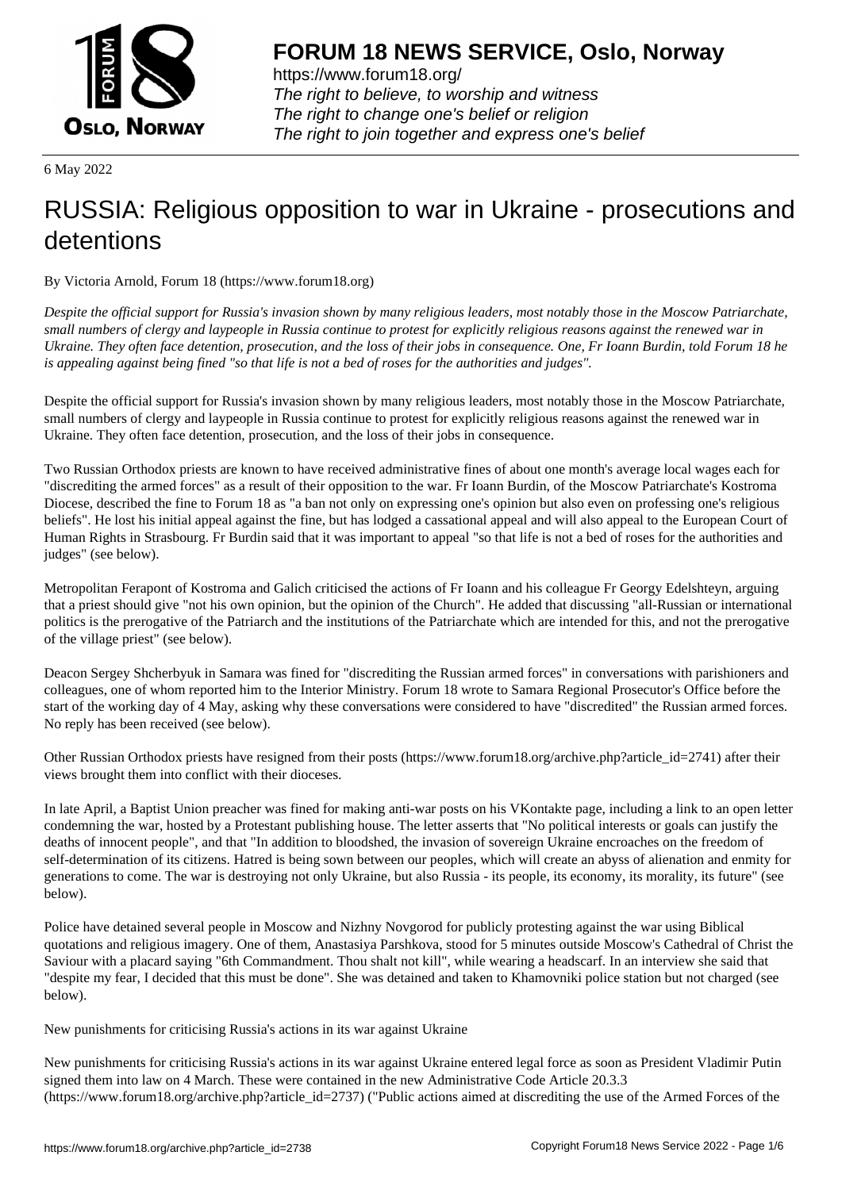# FORUM 18 NEWS SERVICE, Oslo, Norway

https://www.forum18.org/
*The right to believe, to worship and witness*
*The right to change one's belief or religion*
*The right to join together and express one's belief*

6 May 2022

# RUSSIA: Religious opposition to war in Ukraine - prosecutions and detentions

By Victoria Arnold, Forum 18 (https://www.forum18.org)

*Despite the official support for Russia's invasion shown by many religious leaders, most notably those in the Moscow Patriarchate, small numbers of clergy and laypeople in Russia continue to protest for explicitly religious reasons against the renewed war in Ukraine. They often face detention, prosecution, and the loss of their jobs in consequence. One, Fr Ioann Burdin, told Forum 18 he is appealing against being fined "so that life is not a bed of roses for the authorities and judges".*

Despite the official support for Russia's invasion shown by many religious leaders, most notably those in the Moscow Patriarchate, small numbers of clergy and laypeople in Russia continue to protest for explicitly religious reasons against the renewed war in Ukraine. They often face detention, prosecution, and the loss of their jobs in consequence.

Two Russian Orthodox priests are known to have received administrative fines of about one month's average local wages each for "discrediting the armed forces" as a result of their opposition to the war. Fr Ioann Burdin, of the Moscow Patriarchate's Kostroma Diocese, described the fine to Forum 18 as "a ban not only on expressing one's opinion but also even on professing one's religious beliefs". He lost his initial appeal against the fine, but has lodged a cassational appeal and will also appeal to the European Court of Human Rights in Strasbourg. Fr Burdin said that it was important to appeal "so that life is not a bed of roses for the authorities and judges" (see below).

Metropolitan Ferapont of Kostroma and Galich criticised the actions of Fr Ioann and his colleague Fr Georgy Edelshteyn, arguing that a priest should give "not his own opinion, but the opinion of the Church". He added that discussing "all-Russian or international politics is the prerogative of the Patriarch and the institutions of the Patriarchate which are intended for this, and not the prerogative of the village priest" (see below).

Deacon Sergey Shcherbyuk in Samara was fined for "discrediting the Russian armed forces" in conversations with parishioners and colleagues, one of whom reported him to the Interior Ministry. Forum 18 wrote to Samara Regional Prosecutor's Office before the start of the working day of 4 May, asking why these conversations were considered to have "discredited" the Russian armed forces. No reply has been received (see below).

Other Russian Orthodox priests have resigned from their posts (https://www.forum18.org/archive.php?article_id=2741) after their views brought them into conflict with their dioceses.

In late April, a Baptist Union preacher was fined for making anti-war posts on his VKontakte page, including a link to an open letter condemning the war, hosted by a Protestant publishing house. The letter asserts that "No political interests or goals can justify the deaths of innocent people", and that "In addition to bloodshed, the invasion of sovereign Ukraine encroaches on the freedom of self-determination of its citizens. Hatred is being sown between our peoples, which will create an abyss of alienation and enmity for generations to come. The war is destroying not only Ukraine, but also Russia - its people, its economy, its morality, its future" (see below).

Police have detained several people in Moscow and Nizhny Novgorod for publicly protesting against the war using Biblical quotations and religious imagery. One of them, Anastasiya Parshkova, stood for 5 minutes outside Moscow's Cathedral of Christ the Saviour with a placard saying "6th Commandment. Thou shalt not kill", while wearing a headscarf. In an interview she said that "despite my fear, I decided that this must be done". She was detained and taken to Khamovniki police station but not charged (see below).

New punishments for criticising Russia's actions in its war against Ukraine

New punishments for criticising Russia's actions in its war against Ukraine entered legal force as soon as President Vladimir Putin signed them into law on 4 March. These were contained in the new Administrative Code Article 20.3.3 (https://www.forum18.org/archive.php?article_id=2737) ("Public actions aimed at discrediting the use of the Armed Forces of the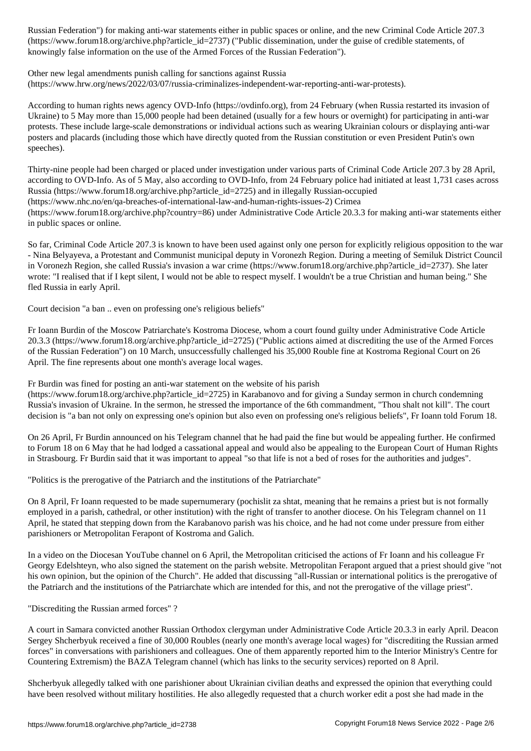Russian Federation") for making anti-war statements either in public spaces or online, and the new Criminal Code Article 207.3 (https://www.forum18.org/archive.php?article_id=2737) ("Public dissemination, under the guise of credible statements, of knowingly false information on the use of the Armed Forces of the Russian Federation").

Other new legal amendments punish calling for sanctions against Russia (https://www.hrw.org/news/2022/03/07/russia-criminalizes-independent-war-reporting-anti-war-protests).

According to human rights news agency OVD-Info (https://ovdinfo.org), from 24 February (when Russia restarted its invasion of Ukraine) to 5 May more than 15,000 people had been detained (usually for a few hours or overnight) for participating in anti-war protests. These include large-scale demonstrations or individual actions such as wearing Ukrainian colours or displaying anti-war posters and placards (including those which have directly quoted from the Russian constitution or even President Putin's own speeches).

Thirty-nine people had been charged or placed under investigation under various parts of Criminal Code Article 207.3 by 28 April, according to OVD-Info. As of 5 May, also according to OVD-Info, from 24 February police had initiated at least 1,731 cases across Russia (https://www.forum18.org/archive.php?article_id=2725) and in illegally Russian-occupied (https://www.nhc.no/en/qa-breaches-of-international-law-and-human-rights-issues-2) Crimea (https://www.forum18.org/archive.php?country=86) under Administrative Code Article 20.3.3 for making anti-war statements either in public spaces or online.

So far, Criminal Code Article 207.3 is known to have been used against only one person for explicitly religious opposition to the war - Nina Belyayeva, a Protestant and Communist municipal deputy in Voronezh Region. During a meeting of Semiluk District Council in Voronezh Region, she called Russia's invasion a war crime (https://www.forum18.org/archive.php?article_id=2737). She later wrote: "I realised that if I kept silent, I would not be able to respect myself. I wouldn't be a true Christian and human being." She fled Russia in early April.

## Court decision "a ban .. even on professing one's religious beliefs"

Fr Ioann Burdin of the Moscow Patriarchate's Kostroma Diocese, whom a court found guilty under Administrative Code Article 20.3.3 (https://www.forum18.org/archive.php?article_id=2725) ("Public actions aimed at discrediting the use of the Armed Forces of the Russian Federation") on 10 March, unsuccessfully challenged his 35,000 Rouble fine at Kostroma Regional Court on 26 April. The fine represents about one month's average local wages.

Fr Burdin was fined for posting an anti-war statement on the website of his parish (https://www.forum18.org/archive.php?article_id=2725) in Karabanovo and for giving a Sunday sermon in church condemning Russia's invasion of Ukraine. In the sermon, he stressed the importance of the 6th commandment, "Thou shalt not kill". The court decision is "a ban not only on expressing one's opinion but also even on professing one's religious beliefs", Fr Ioann told Forum 18.

On 26 April, Fr Burdin announced on his Telegram channel that he had paid the fine but would be appealing further. He confirmed to Forum 18 on 6 May that he had lodged a cassational appeal and would also be appealing to the European Court of Human Rights in Strasbourg. Fr Burdin said that it was important to appeal "so that life is not a bed of roses for the authorities and judges".

## "Politics is the prerogative of the Patriarch and the institutions of the Patriarchate"

On 8 April, Fr Ioann requested to be made supernumerary (pochislit za shtat, meaning that he remains a priest but is not formally employed in a parish, cathedral, or other institution) with the right of transfer to another diocese. On his Telegram channel on 11 April, he stated that stepping down from the Karabanovo parish was his choice, and he had not come under pressure from either parishioners or Metropolitan Ferapont of Kostroma and Galich.

In a video on the Diocesan YouTube channel on 6 April, the Metropolitan criticised the actions of Fr Ioann and his colleague Fr Georgy Edelshteyn, who also signed the statement on the parish website. Metropolitan Ferapont argued that a priest should give "not his own opinion, but the opinion of the Church". He added that discussing "all-Russian or international politics is the prerogative of the Patriarch and the institutions of the Patriarchate which are intended for this, and not the prerogative of the village priest".

## "Discrediting the Russian armed forces" ?

A court in Samara convicted another Russian Orthodox clergyman under Administrative Code Article 20.3.3 in early April. Deacon Sergey Shcherbyuk received a fine of 30,000 Roubles (nearly one month's average local wages) for "discrediting the Russian armed forces" in conversations with parishioners and colleagues. One of them apparently reported him to the Interior Ministry's Centre for Countering Extremism) the BAZA Telegram channel (which has links to the security services) reported on 8 April.

Shcherbyuk allegedly talked with one parishioner about Ukrainian civilian deaths and expressed the opinion that everything could have been resolved without military hostilities. He also allegedly requested that a church worker edit a post she had made in the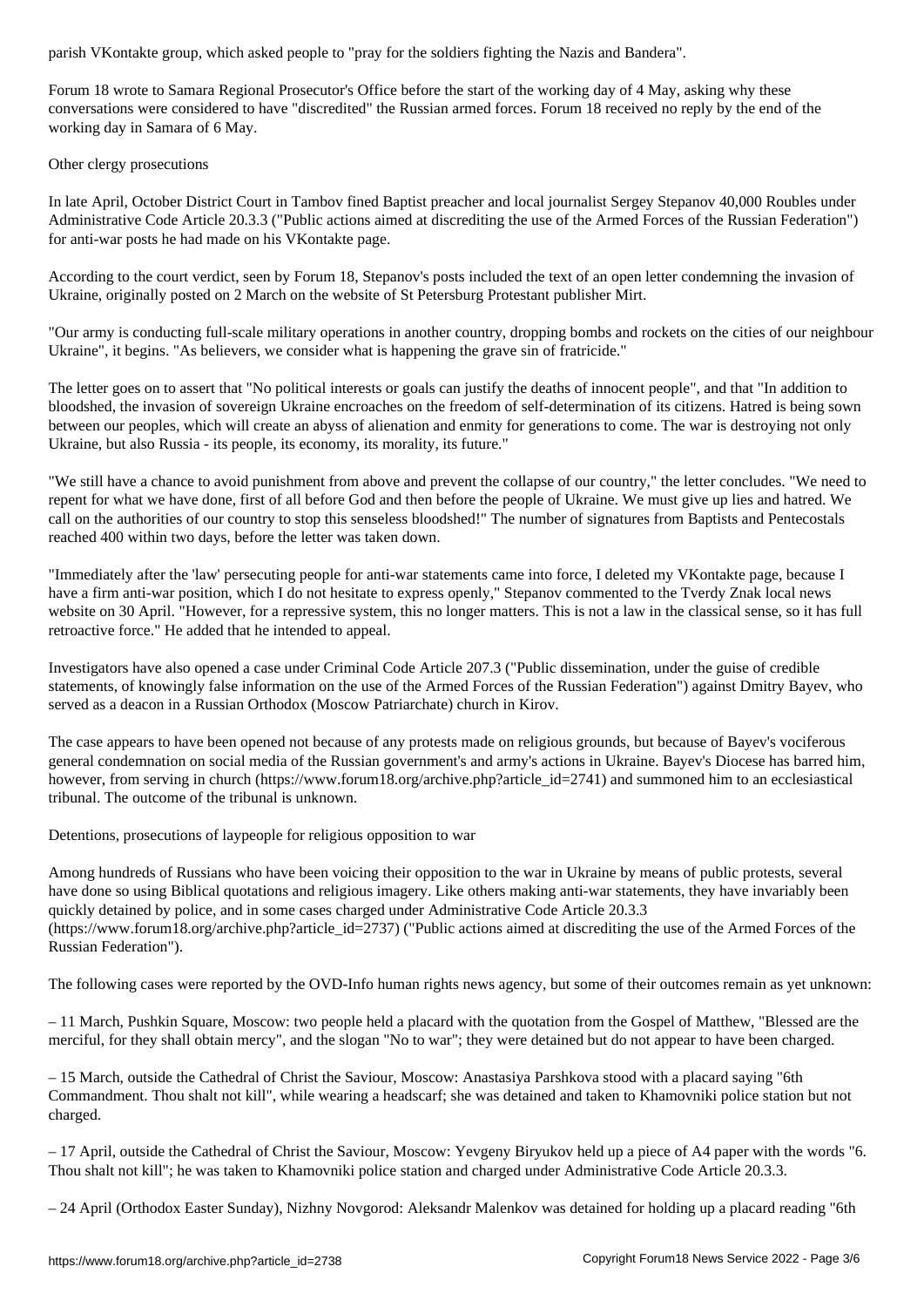parish VKontakte group, which asked people to "pray for the soldiers fighting the Nazis and Bandera".

Forum 18 wrote to Samara Regional Prosecutor's Office before the start of the working day of 4 May, asking why these conversations were considered to have "discredited" the Russian armed forces. Forum 18 received no reply by the end of the working day in Samara of 6 May.

## Other clergy prosecutions

In late April, October District Court in Tambov fined Baptist preacher and local journalist Sergey Stepanov 40,000 Roubles under Administrative Code Article 20.3.3 ("Public actions aimed at discrediting the use of the Armed Forces of the Russian Federation") for anti-war posts he had made on his VKontakte page.

According to the court verdict, seen by Forum 18, Stepanov's posts included the text of an open letter condemning the invasion of Ukraine, originally posted on 2 March on the website of St Petersburg Protestant publisher Mirt.

"Our army is conducting full-scale military operations in another country, dropping bombs and rockets on the cities of our neighbour Ukraine", it begins. "As believers, we consider what is happening the grave sin of fratricide."

The letter goes on to assert that "No political interests or goals can justify the deaths of innocent people", and that "In addition to bloodshed, the invasion of sovereign Ukraine encroaches on the freedom of self-determination of its citizens. Hatred is being sown between our peoples, which will create an abyss of alienation and enmity for generations to come. The war is destroying not only Ukraine, but also Russia - its people, its economy, its morality, its future."

"We still have a chance to avoid punishment from above and prevent the collapse of our country," the letter concludes. "We need to repent for what we have done, first of all before God and then before the people of Ukraine. We must give up lies and hatred. We call on the authorities of our country to stop this senseless bloodshed!" The number of signatures from Baptists and Pentecostals reached 400 within two days, before the letter was taken down.

"Immediately after the 'law' persecuting people for anti-war statements came into force, I deleted my VKontakte page, because I have a firm anti-war position, which I do not hesitate to express openly," Stepanov commented to the Tverdy Znak local news website on 30 April. "However, for a repressive system, this no longer matters. This is not a law in the classical sense, so it has full retroactive force." He added that he intended to appeal.

Investigators have also opened a case under Criminal Code Article 207.3 ("Public dissemination, under the guise of credible statements, of knowingly false information on the use of the Armed Forces of the Russian Federation") against Dmitry Bayev, who served as a deacon in a Russian Orthodox (Moscow Patriarchate) church in Kirov.

The case appears to have been opened not because of any protests made on religious grounds, but because of Bayev's vociferous general condemnation on social media of the Russian government's and army's actions in Ukraine. Bayev's Diocese has barred him, however, from serving in church (https://www.forum18.org/archive.php?article_id=2741) and summoned him to an ecclesiastical tribunal. The outcome of the tribunal is unknown.

## Detentions, prosecutions of laypeople for religious opposition to war

Among hundreds of Russians who have been voicing their opposition to the war in Ukraine by means of public protests, several have done so using Biblical quotations and religious imagery. Like others making anti-war statements, they have invariably been quickly detained by police, and in some cases charged under Administrative Code Article 20.3.3 (https://www.forum18.org/archive.php?article_id=2737) ("Public actions aimed at discrediting the use of the Armed Forces of the Russian Federation").

The following cases were reported by the OVD-Info human rights news agency, but some of their outcomes remain as yet unknown:

– 11 March, Pushkin Square, Moscow: two people held a placard with the quotation from the Gospel of Matthew, "Blessed are the merciful, for they shall obtain mercy", and the slogan "No to war"; they were detained but do not appear to have been charged.

– 15 March, outside the Cathedral of Christ the Saviour, Moscow: Anastasiya Parshkova stood with a placard saying "6th Commandment. Thou shalt not kill", while wearing a headscarf; she was detained and taken to Khamovniki police station but not charged.

– 17 April, outside the Cathedral of Christ the Saviour, Moscow: Yevgeny Biryukov held up a piece of A4 paper with the words "6. Thou shalt not kill"; he was taken to Khamovniki police station and charged under Administrative Code Article 20.3.3.

– 24 April (Orthodox Easter Sunday), Nizhny Novgorod: Aleksandr Malenkov was detained for holding up a placard reading "6th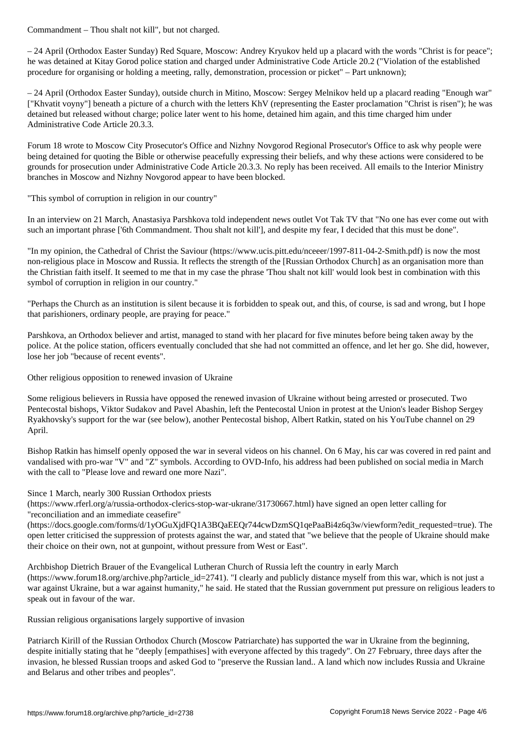Commandment – Thou shalt not kill", but not charged.

– 24 April (Orthodox Easter Sunday) Red Square, Moscow: Andrey Kryukov held up a placard with the words "Christ is for peace"; he was detained at Kitay Gorod police station and charged under Administrative Code Article 20.2 ("Violation of the established procedure for organising or holding a meeting, rally, demonstration, procession or picket" – Part unknown);

– 24 April (Orthodox Easter Sunday), outside church in Mitino, Moscow: Sergey Melnikov held up a placard reading "Enough war" ["Khvatit voyny"] beneath a picture of a church with the letters KhV (representing the Easter proclamation "Christ is risen"); he was detained but released without charge; police later went to his home, detained him again, and this time charged him under Administrative Code Article 20.3.3.

Forum 18 wrote to Moscow City Prosecutor's Office and Nizhny Novgorod Regional Prosecutor's Office to ask why people were being detained for quoting the Bible or otherwise peacefully expressing their beliefs, and why these actions were considered to be grounds for prosecution under Administrative Code Article 20.3.3. No reply has been received. All emails to the Interior Ministry branches in Moscow and Nizhny Novgorod appear to have been blocked.

"This symbol of corruption in religion in our country"

In an interview on 21 March, Anastasiya Parshkova told independent news outlet Vot Tak TV that "No one has ever come out with such an important phrase ['6th Commandment. Thou shalt not kill'], and despite my fear, I decided that this must be done".

"In my opinion, the Cathedral of Christ the Saviour (https://www.ucis.pitt.edu/nceeer/1997-811-04-2-Smith.pdf) is now the most non-religious place in Moscow and Russia. It reflects the strength of the [Russian Orthodox Church] as an organisation more than the Christian faith itself. It seemed to me that in my case the phrase 'Thou shalt not kill' would look best in combination with this symbol of corruption in religion in our country."

"Perhaps the Church as an institution is silent because it is forbidden to speak out, and this, of course, is sad and wrong, but I hope that parishioners, ordinary people, are praying for peace."

Parshkova, an Orthodox believer and artist, managed to stand with her placard for five minutes before being taken away by the police. At the police station, officers eventually concluded that she had not committed an offence, and let her go. She did, however, lose her job "because of recent events".

Other religious opposition to renewed invasion of Ukraine

Some religious believers in Russia have opposed the renewed invasion of Ukraine without being arrested or prosecuted. Two Pentecostal bishops, Viktor Sudakov and Pavel Abashin, left the Pentecostal Union in protest at the Union's leader Bishop Sergey Ryakhovsky's support for the war (see below), another Pentecostal bishop, Albert Ratkin, stated on his YouTube channel on 29 April.

Bishop Ratkin has himself openly opposed the war in several videos on his channel. On 6 May, his car was covered in red paint and vandalised with pro-war "V" and "Z" symbols. According to OVD-Info, his address had been published on social media in March with the call to "Please love and reward one more Nazi".

Since 1 March, nearly 300 Russian Orthodox priests (https://www.rferl.org/a/russia-orthodox-clerics-stop-war-ukrane/31730667.html) have signed an open letter calling for "reconciliation and an immediate ceasefire" (https://docs.google.com/forms/d/1yOGuXjdFQ1A3BQaEEQr744cwDzmSQ1qePaaBi4z6q3w/viewform?edit_requested=true). The open letter criticised the suppression of protests against the war, and stated that "we believe that the people of Ukraine should make their choice on their own, not at gunpoint, without pressure from West or East".

Archbishop Dietrich Brauer of the Evangelical Lutheran Church of Russia left the country in early March (https://www.forum18.org/archive.php?article_id=2741). "I clearly and publicly distance myself from this war, which is not just a war against Ukraine, but a war against humanity," he said. He stated that the Russian government put pressure on religious leaders to speak out in favour of the war.

Russian religious organisations largely supportive of invasion

Patriarch Kirill of the Russian Orthodox Church (Moscow Patriarchate) has supported the war in Ukraine from the beginning, despite initially stating that he "deeply [empathises] with everyone affected by this tragedy". On 27 February, three days after the invasion, he blessed Russian troops and asked God to "preserve the Russian land.. A land which now includes Russia and Ukraine and Belarus and other tribes and peoples".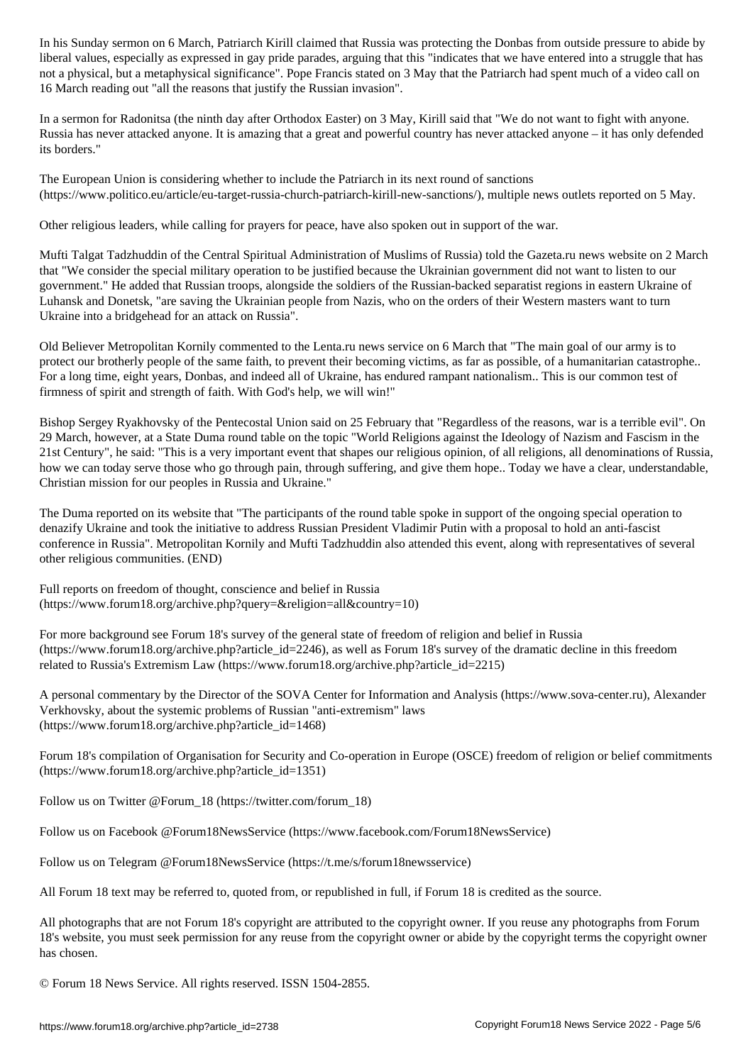In his Sunday sermon on 6 March, Patriarch Kirill claimed that Russia was protecting the Donbas from outside pressure to abide by liberal values, especially as expressed in gay pride parades, arguing that this "indicates that we have entered into a struggle that has not a physical, but a metaphysical significance". Pope Francis stated on 3 May that the Patriarch had spent much of a video call on 16 March reading out "all the reasons that justify the Russian invasion".

In a sermon for Radonitsa (the ninth day after Orthodox Easter) on 3 May, Kirill said that "We do not want to fight with anyone. Russia has never attacked anyone. It is amazing that a great and powerful country has never attacked anyone – it has only defended its borders."

The European Union is considering whether to include the Patriarch in its next round of sanctions (https://www.politico.eu/article/eu-target-russia-church-patriarch-kirill-new-sanctions/), multiple news outlets reported on 5 May.

Other religious leaders, while calling for prayers for peace, have also spoken out in support of the war.

Mufti Talgat Tadzhuddin of the Central Spiritual Administration of Muslims of Russia) told the Gazeta.ru news website on 2 March that "We consider the special military operation to be justified because the Ukrainian government did not want to listen to our government." He added that Russian troops, alongside the soldiers of the Russian-backed separatist regions in eastern Ukraine of Luhansk and Donetsk, "are saving the Ukrainian people from Nazis, who on the orders of their Western masters want to turn Ukraine into a bridgehead for an attack on Russia".

Old Believer Metropolitan Kornily commented to the Lenta.ru news service on 6 March that "The main goal of our army is to protect our brotherly people of the same faith, to prevent their becoming victims, as far as possible, of a humanitarian catastrophe.. For a long time, eight years, Donbas, and indeed all of Ukraine, has endured rampant nationalism.. This is our common test of firmness of spirit and strength of faith. With God's help, we will win!"

Bishop Sergey Ryakhovsky of the Pentecostal Union said on 25 February that "Regardless of the reasons, war is a terrible evil". On 29 March, however, at a State Duma round table on the topic "World Religions against the Ideology of Nazism and Fascism in the 21st Century", he said: "This is a very important event that shapes our religious opinion, of all religions, all denominations of Russia, how we can today serve those who go through pain, through suffering, and give them hope.. Today we have a clear, understandable, Christian mission for our peoples in Russia and Ukraine."

The Duma reported on its website that "The participants of the round table spoke in support of the ongoing special operation to denazify Ukraine and took the initiative to address Russian President Vladimir Putin with a proposal to hold an anti-fascist conference in Russia". Metropolitan Kornily and Mufti Tadzhuddin also attended this event, along with representatives of several other religious communities. (END)

Full reports on freedom of thought, conscience and belief in Russia (https://www.forum18.org/archive.php?query=&religion=all&country=10)

For more background see Forum 18's survey of the general state of freedom of religion and belief in Russia (https://www.forum18.org/archive.php?article_id=2246), as well as Forum 18's survey of the dramatic decline in this freedom related to Russia's Extremism Law (https://www.forum18.org/archive.php?article_id=2215)

A personal commentary by the Director of the SOVA Center for Information and Analysis (https://www.sova-center.ru), Alexander Verkhovsky, about the systemic problems of Russian "anti-extremism" laws (https://www.forum18.org/archive.php?article_id=1468)

Forum 18's compilation of Organisation for Security and Co-operation in Europe (OSCE) freedom of religion or belief commitments (https://www.forum18.org/archive.php?article_id=1351)

Follow us on Twitter @Forum_18 (https://twitter.com/forum_18)

Follow us on Facebook @Forum18NewsService (https://www.facebook.com/Forum18NewsService)

Follow us on Telegram @Forum18NewsService (https://t.me/s/forum18newsservice)

All Forum 18 text may be referred to, quoted from, or republished in full, if Forum 18 is credited as the source.

All photographs that are not Forum 18's copyright are attributed to the copyright owner. If you reuse any photographs from Forum 18's website, you must seek permission for any reuse from the copyright owner or abide by the copyright terms the copyright owner has chosen.

© Forum 18 News Service. All rights reserved. ISSN 1504-2855.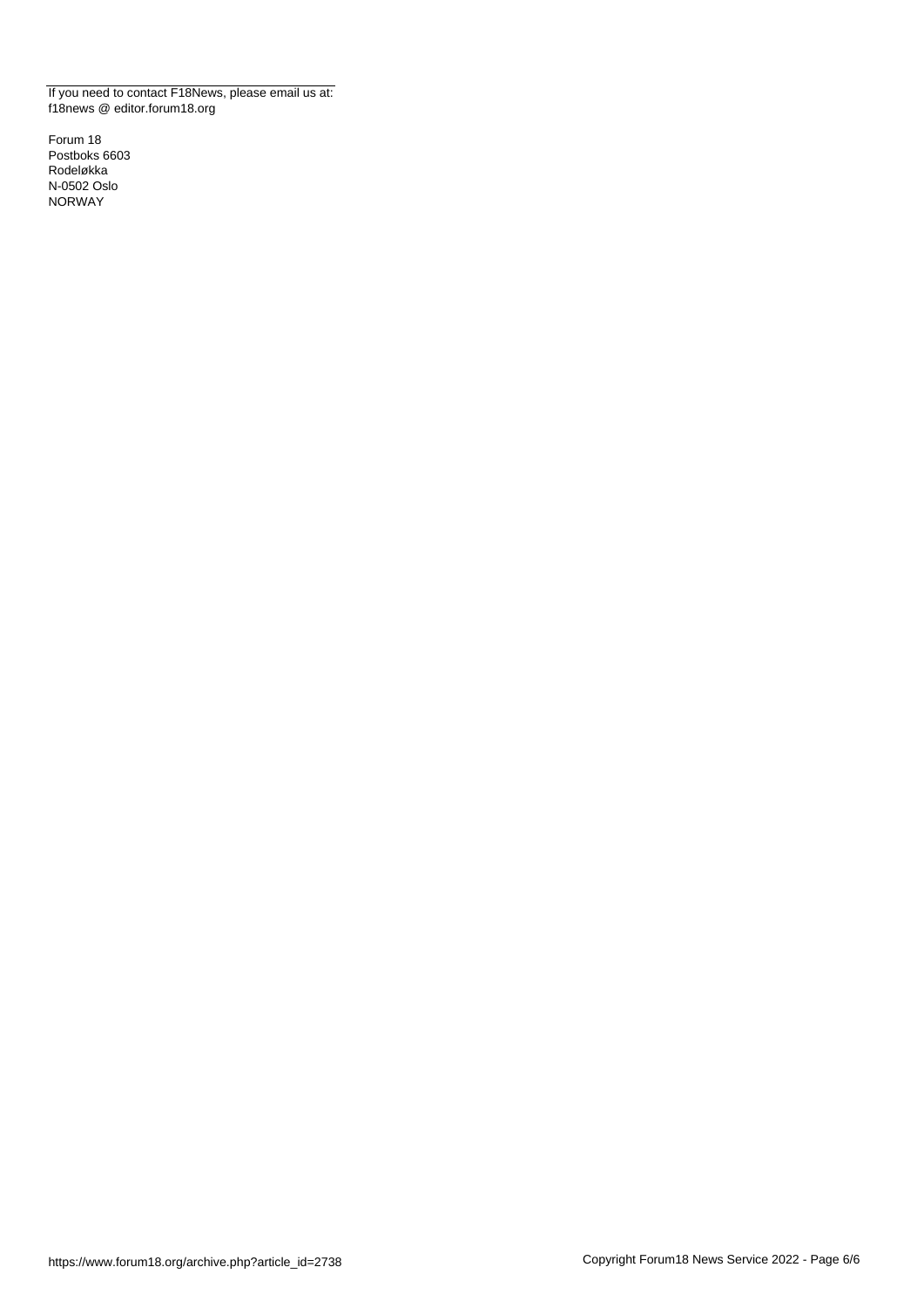If you need to contact F18News, please email us at:
f18news @ editor.forum18.org

Forum 18
Postboks 6603
Rodeløkka
N-0502 Oslo
NORWAY